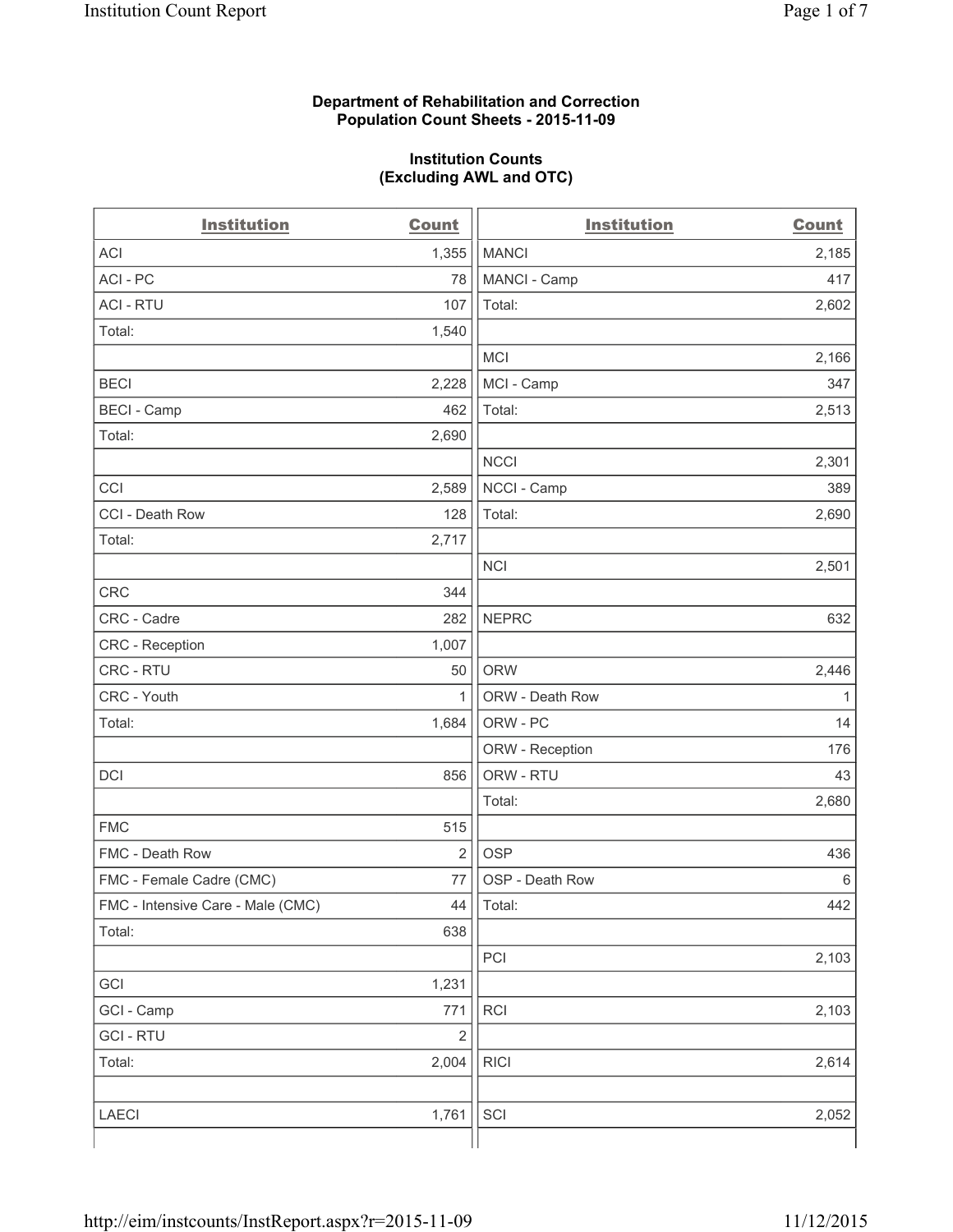**Department of Rehabilitation and Correction**
**Population Count Sheets - 2015-11-09**

**Institution Counts**
**(Excluding AWL and OTC)**

| Institution | Count | Institution | Count |
|---|---|---|---|
| ACI | 1,355 | MANCI | 2,185 |
| ACI - PC | 78 | MANCI - Camp | 417 |
| ACI - RTU | 107 | Total: | 2,602 |
| Total: | 1,540 | | |
| | | MCI | 2,166 |
| BECI | 2,228 | MCI - Camp | 347 |
| BECI - Camp | 462 | Total: | 2,513 |
| Total: | 2,690 | | |
| | | NCCI | 2,301 |
| CCI | 2,589 | NCCI - Camp | 389 |
| CCI - Death Row | 128 | Total: | 2,690 |
| Total: | 2,717 | | |
| | | NCI | 2,501 |
| CRC | 344 | | |
| CRC - Cadre | 282 | NEPRC | 632 |
| CRC - Reception | 1,007 | | |
| CRC - RTU | 50 | ORW | 2,446 |
| CRC - Youth | 1 | ORW - Death Row | 1 |
| Total: | 1,684 | ORW - PC | 14 |
| | | ORW - Reception | 176 |
| DCI | 856 | ORW - RTU | 43 |
| | | Total: | 2,680 |
| FMC | 515 | | |
| FMC - Death Row | 2 | OSP | 436 |
| FMC - Female Cadre (CMC) | 77 | OSP - Death Row | 6 |
| FMC - Intensive Care - Male (CMC) | 44 | Total: | 442 |
| Total: | 638 | | |
| | | PCI | 2,103 |
| GCI | 1,231 | | |
| GCI - Camp | 771 | RCI | 2,103 |
| GCI - RTU | 2 | | |
| Total: | 2,004 | RICI | 2,614 |
| | | | |
| LAECI | 1,761 | SCI | 2,052 |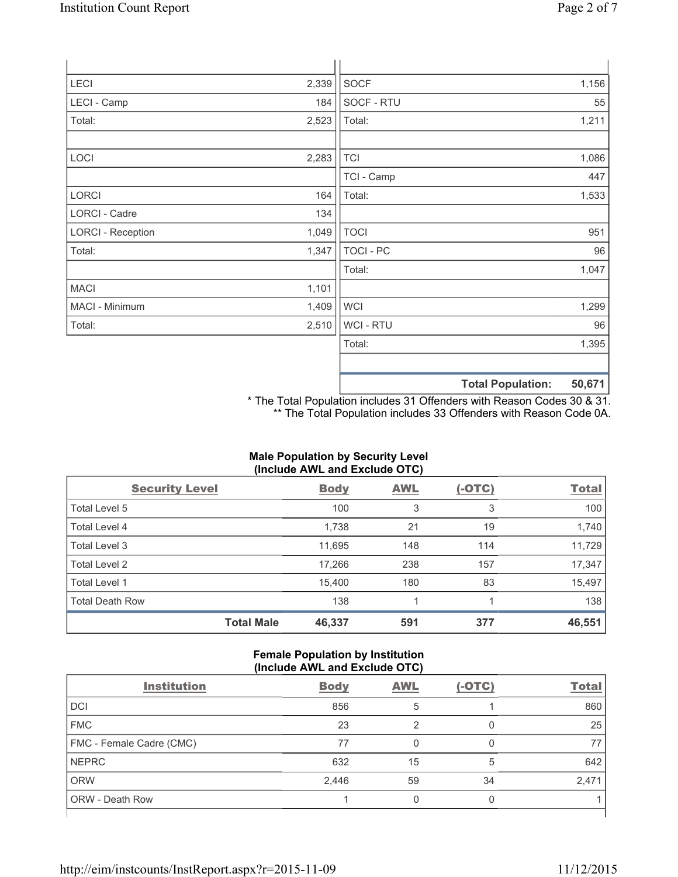| | | | |
|---|---|---|---|
| LECI | 2,339 | SOCF | 1,156 |
| LECI - Camp | 184 | SOCF - RTU | 55 |
| Total: | 2,523 | Total: | 1,211 |
| | | | |
| LOCI | 2,283 | TCI | 1,086 |
| | | TCI - Camp | 447 |
| LORCI | 164 | Total: | 1,533 |
| LORCI - Cadre | 134 | | |
| LORCI - Reception | 1,049 | TOCI | 951 |
| Total: | 1,347 | TOCI - PC | 96 |
| | | Total: | 1,047 |
| MACI | 1,101 | | |
| MACI - Minimum | 1,409 | WCI | 1,299 |
| Total: | 2,510 | WCI - RTU | 96 |
| | | Total: | 1,395 |
| | | | |
| | | **Total Population:** | **50,671** |

\* The Total Population includes 31 Offenders with Reason Codes 30 & 31.
\*\* The Total Population includes 33 Offenders with Reason Code 0A.

**Male Population by Security Level (Include AWL and Exclude OTC)**

| Security Level | Body | AWL | (-OTC) | Total |
|---|---|---|---|---|
| Total Level 5 | 100 | 3 | 3 | 100 |
| Total Level 4 | 1,738 | 21 | 19 | 1,740 |
| Total Level 3 | 11,695 | 148 | 114 | 11,729 |
| Total Level 2 | 17,266 | 238 | 157 | 17,347 |
| Total Level 1 | 15,400 | 180 | 83 | 15,497 |
| Total Death Row | 138 | 1 | 1 | 138 |
| **Total Male** | **46,337** | **591** | **377** | **46,551** |

**Female Population by Institution (Include AWL and Exclude OTC)**

| Institution | Body | AWL | (-OTC) | Total |
|---|---|---|---|---|
| DCI | 856 | 5 | 1 | 860 |
| FMC | 23 | 2 | 0 | 25 |
| FMC - Female Cadre (CMC) | 77 | 0 | 0 | 77 |
| NEPRC | 632 | 15 | 5 | 642 |
| ORW | 2,446 | 59 | 34 | 2,471 |
| ORW - Death Row | 1 | 0 | 0 | 1 |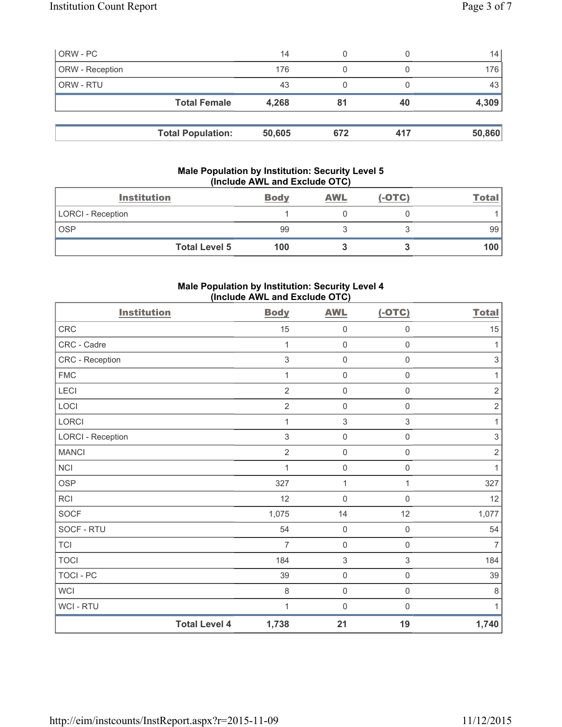| | | | | |
|---|---|---|---|---|
| ORW - PC | 14 | 0 | 0 | 14 |
| ORW - Reception | 176 | 0 | 0 | 176 |
| ORW - RTU | 43 | 0 | 0 | 43 |
| **Total Female** | **4,268** | **81** | **40** | **4,309** |

| | | | | |
|---|---|---|---|---|
| **Total Population:** | **50,605** | **672** | **417** | **50,860** |

### Male Population by Institution: Security Level 5 (Include AWL and Exclude OTC)

| Institution | Body | AWL | (-OTC) | Total |
|---|---|---|---|---|
| LORCI - Reception | 1 | 0 | 0 | 1 |
| OSP | 99 | 3 | 3 | 99 |
| **Total Level 5** | **100** | **3** | **3** | **100** |

### Male Population by Institution: Security Level 4 (Include AWL and Exclude OTC)

| Institution | Body | AWL | (-OTC) | Total |
|---|---|---|---|---|
| CRC | 15 | 0 | 0 | 15 |
| CRC - Cadre | 1 | 0 | 0 | 1 |
| CRC - Reception | 3 | 0 | 0 | 3 |
| FMC | 1 | 0 | 0 | 1 |
| LECI | 2 | 0 | 0 | 2 |
| LOCI | 2 | 0 | 0 | 2 |
| LORCI | 1 | 3 | 3 | 1 |
| LORCI - Reception | 3 | 0 | 0 | 3 |
| MANCI | 2 | 0 | 0 | 2 |
| NCI | 1 | 0 | 0 | 1 |
| OSP | 327 | 1 | 1 | 327 |
| RCI | 12 | 0 | 0 | 12 |
| SOCF | 1,075 | 14 | 12 | 1,077 |
| SOCF - RTU | 54 | 0 | 0 | 54 |
| TCI | 7 | 0 | 0 | 7 |
| TOCI | 184 | 3 | 3 | 184 |
| TOCI - PC | 39 | 0 | 0 | 39 |
| WCI | 8 | 0 | 0 | 8 |
| WCI - RTU | 1 | 0 | 0 | 1 |
| **Total Level 4** | **1,738** | **21** | **19** | **1,740** |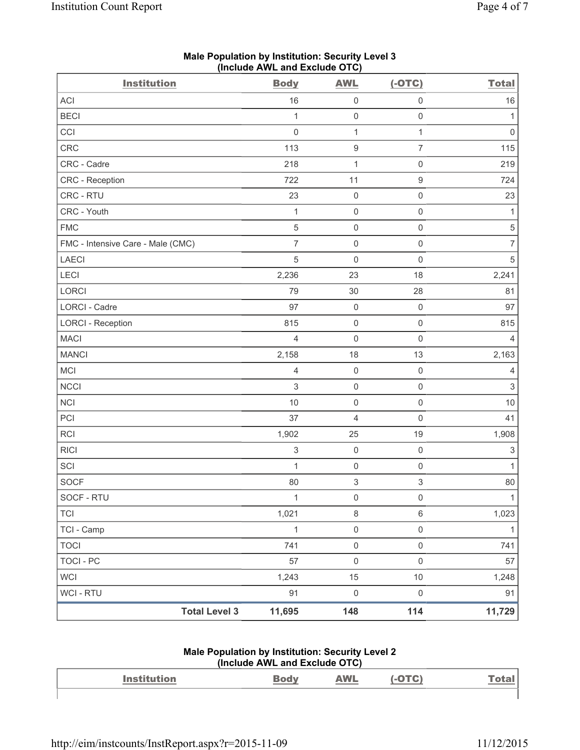## Male Population by Institution: Security Level 3
### (Include AWL and Exclude OTC)

| Institution | Body | AWL | (-OTC) | Total |
|---|---|---|---|---|
| ACI | 16 | 0 | 0 | 16 |
| BECI | 1 | 0 | 0 | 1 |
| CCI | 0 | 1 | 1 | 0 |
| CRC | 113 | 9 | 7 | 115 |
| CRC - Cadre | 218 | 1 | 0 | 219 |
| CRC - Reception | 722 | 11 | 9 | 724 |
| CRC - RTU | 23 | 0 | 0 | 23 |
| CRC - Youth | 1 | 0 | 0 | 1 |
| FMC | 5 | 0 | 0 | 5 |
| FMC - Intensive Care - Male (CMC) | 7 | 0 | 0 | 7 |
| LAECI | 5 | 0 | 0 | 5 |
| LECI | 2,236 | 23 | 18 | 2,241 |
| LORCI | 79 | 30 | 28 | 81 |
| LORCI - Cadre | 97 | 0 | 0 | 97 |
| LORCI - Reception | 815 | 0 | 0 | 815 |
| MACI | 4 | 0 | 0 | 4 |
| MANCI | 2,158 | 18 | 13 | 2,163 |
| MCI | 4 | 0 | 0 | 4 |
| NCCI | 3 | 0 | 0 | 3 |
| NCI | 10 | 0 | 0 | 10 |
| PCI | 37 | 4 | 0 | 41 |
| RCI | 1,902 | 25 | 19 | 1,908 |
| RICI | 3 | 0 | 0 | 3 |
| SCI | 1 | 0 | 0 | 1 |
| SOCF | 80 | 3 | 3 | 80 |
| SOCF - RTU | 1 | 0 | 0 | 1 |
| TCI | 1,021 | 8 | 6 | 1,023 |
| TCI - Camp | 1 | 0 | 0 | 1 |
| TOCI | 741 | 0 | 0 | 741 |
| TOCI - PC | 57 | 0 | 0 | 57 |
| WCI | 1,243 | 15 | 10 | 1,248 |
| WCI - RTU | 91 | 0 | 0 | 91 |
| **Total Level 3** | **11,695** | **148** | **114** | **11,729** |

## Male Population by Institution: Security Level 2
### (Include AWL and Exclude OTC)

| Institution | Body | AWL | (-OTC) | Total |
|---|---|---|---|---|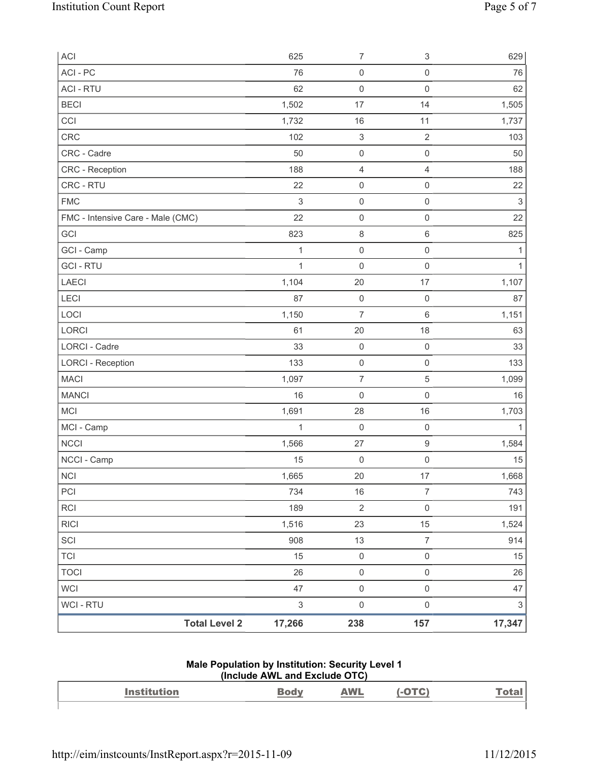| ACI | 625 | 7 | 3 | 629 |
|---|---|---|---|---|
| ACI - PC | 76 | 0 | 0 | 76 |
| ACI - RTU | 62 | 0 | 0 | 62 |
| BECI | 1,502 | 17 | 14 | 1,505 |
| CCI | 1,732 | 16 | 11 | 1,737 |
| CRC | 102 | 3 | 2 | 103 |
| CRC - Cadre | 50 | 0 | 0 | 50 |
| CRC - Reception | 188 | 4 | 4 | 188 |
| CRC - RTU | 22 | 0 | 0 | 22 |
| FMC | 3 | 0 | 0 | 3 |
| FMC - Intensive Care - Male (CMC) | 22 | 0 | 0 | 22 |
| GCI | 823 | 8 | 6 | 825 |
| GCI - Camp | 1 | 0 | 0 | 1 |
| GCI - RTU | 1 | 0 | 0 | 1 |
| LAECI | 1,104 | 20 | 17 | 1,107 |
| LECI | 87 | 0 | 0 | 87 |
| LOCI | 1,150 | 7 | 6 | 1,151 |
| LORCI | 61 | 20 | 18 | 63 |
| LORCI - Cadre | 33 | 0 | 0 | 33 |
| LORCI - Reception | 133 | 0 | 0 | 133 |
| MACI | 1,097 | 7 | 5 | 1,099 |
| MANCI | 16 | 0 | 0 | 16 |
| MCI | 1,691 | 28 | 16 | 1,703 |
| MCI - Camp | 1 | 0 | 0 | 1 |
| NCCI | 1,566 | 27 | 9 | 1,584 |
| NCCI - Camp | 15 | 0 | 0 | 15 |
| NCI | 1,665 | 20 | 17 | 1,668 |
| PCI | 734 | 16 | 7 | 743 |
| RCI | 189 | 2 | 0 | 191 |
| RICI | 1,516 | 23 | 15 | 1,524 |
| SCI | 908 | 13 | 7 | 914 |
| TCI | 15 | 0 | 0 | 15 |
| TOCI | 26 | 0 | 0 | 26 |
| WCI | 47 | 0 | 0 | 47 |
| WCI - RTU | 3 | 0 | 0 | 3 |
| **Total Level 2** | **17,266** | **238** | **157** | **17,347** |

**Male Population by Institution: Security Level 1**
**(Include AWL and Exclude OTC)**

| Institution | Body | AWL | (-OTC) | Total |
|---|---|---|---|---|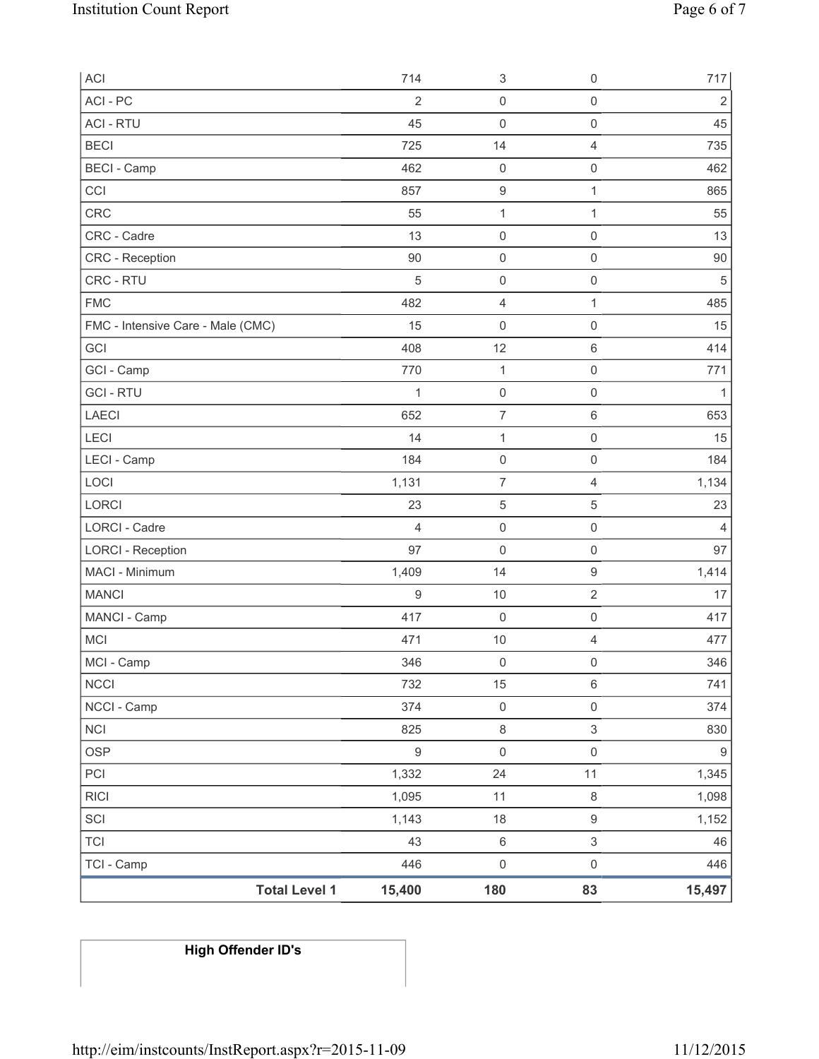| | | | | |
|---|---|---|---|---|
| ACI | 714 | 3 | 0 | 717 |
| ACI - PC | 2 | 0 | 0 | 2 |
| ACI - RTU | 45 | 0 | 0 | 45 |
| BECI | 725 | 14 | 4 | 735 |
| BECI - Camp | 462 | 0 | 0 | 462 |
| CCI | 857 | 9 | 1 | 865 |
| CRC | 55 | 1 | 1 | 55 |
| CRC - Cadre | 13 | 0 | 0 | 13 |
| CRC - Reception | 90 | 0 | 0 | 90 |
| CRC - RTU | 5 | 0 | 0 | 5 |
| FMC | 482 | 4 | 1 | 485 |
| FMC - Intensive Care - Male (CMC) | 15 | 0 | 0 | 15 |
| GCI | 408 | 12 | 6 | 414 |
| GCI - Camp | 770 | 1 | 0 | 771 |
| GCI - RTU | 1 | 0 | 0 | 1 |
| LAECI | 652 | 7 | 6 | 653 |
| LECI | 14 | 1 | 0 | 15 |
| LECI - Camp | 184 | 0 | 0 | 184 |
| LOCI | 1,131 | 7 | 4 | 1,134 |
| LORCI | 23 | 5 | 5 | 23 |
| LORCI - Cadre | 4 | 0 | 0 | 4 |
| LORCI - Reception | 97 | 0 | 0 | 97 |
| MACI - Minimum | 1,409 | 14 | 9 | 1,414 |
| MANCI | 9 | 10 | 2 | 17 |
| MANCI - Camp | 417 | 0 | 0 | 417 |
| MCI | 471 | 10 | 4 | 477 |
| MCI - Camp | 346 | 0 | 0 | 346 |
| NCCI | 732 | 15 | 6 | 741 |
| NCCI - Camp | 374 | 0 | 0 | 374 |
| NCI | 825 | 8 | 3 | 830 |
| OSP | 9 | 0 | 0 | 9 |
| PCI | 1,332 | 24 | 11 | 1,345 |
| RICI | 1,095 | 11 | 8 | 1,098 |
| SCI | 1,143 | 18 | 9 | 1,152 |
| TCI | 43 | 6 | 3 | 46 |
| TCI - Camp | 446 | 0 | 0 | 446 |
| **Total Level 1** | **15,400** | **180** | **83** | **15,497** |

| **High Offender ID's** |
|---|
| |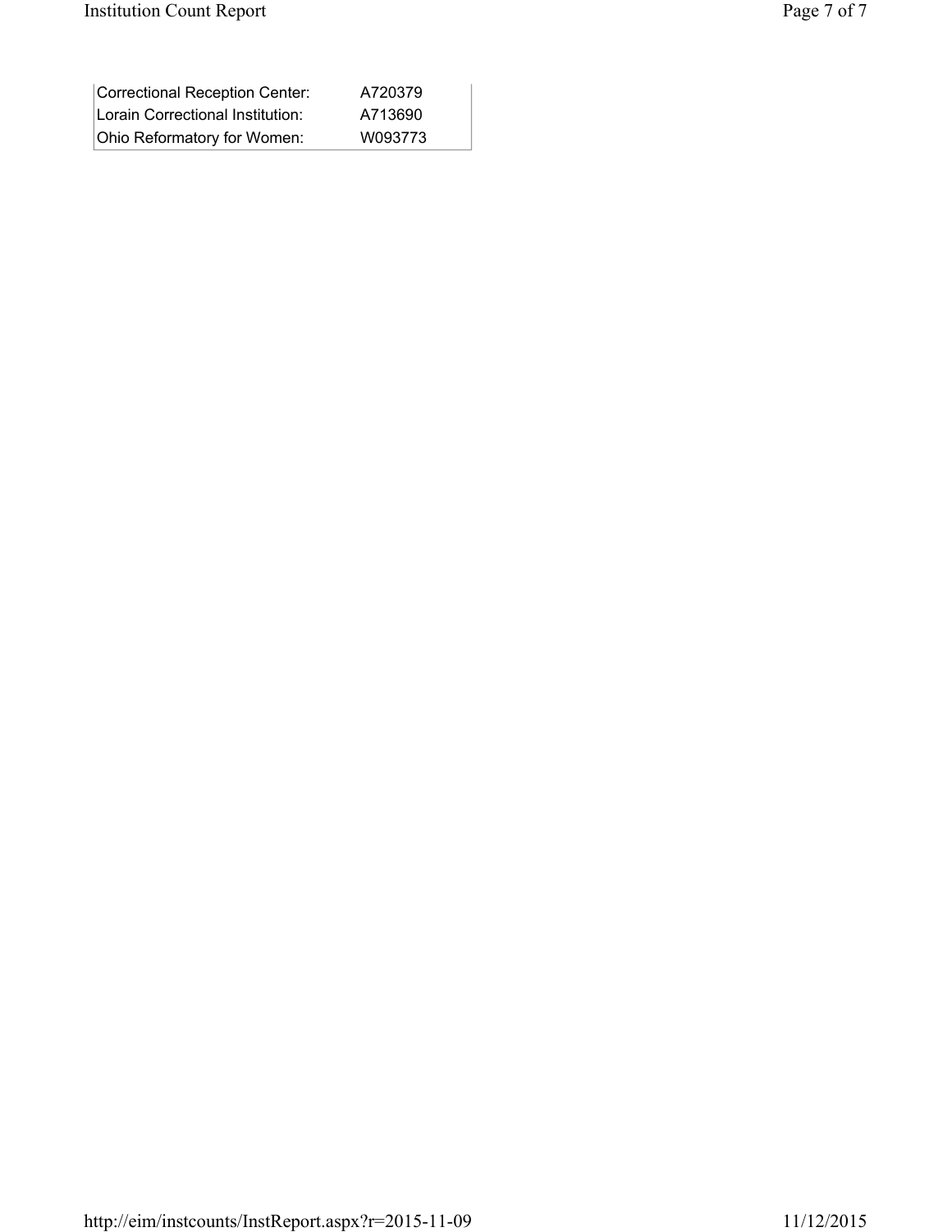| | |
|---|---|
| Correctional Reception Center: | A720379 |
| Lorain Correctional Institution: | A713690 |
| Ohio Reformatory for Women: | W093773 |